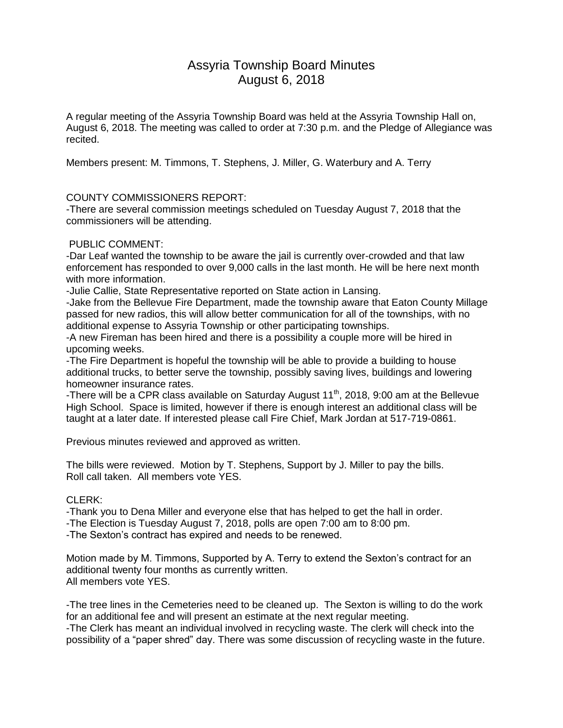# Assyria Township Board Minutes
## August 6, 2018

A regular meeting of the Assyria Township Board was held at the Assyria Township Hall on, August 6, 2018. The meeting was called to order at 7:30 p.m. and the Pledge of Allegiance was recited.

Members present: M. Timmons, T. Stephens, J. Miller, G. Waterbury and A. Terry

COUNTY COMMISSIONERS REPORT:

-There are several commission meetings scheduled on Tuesday August 7, 2018 that the commissioners will be attending.

PUBLIC COMMENT:

-Dar Leaf wanted the township to be aware the jail is currently over-crowded and that law enforcement has responded to over 9,000 calls in the last month. He will be here next month with more information.

-Julie Callie, State Representative reported on State action in Lansing.

-Jake from the Bellevue Fire Department, made the township aware that Eaton County Millage passed for new radios, this will allow better communication for all of the townships, with no additional expense to Assyria Township or other participating townships.

-A new Fireman has been hired and there is a possibility a couple more will be hired in upcoming weeks.

-The Fire Department is hopeful the township will be able to provide a building to house additional trucks, to better serve the township, possibly saving lives, buildings and lowering homeowner insurance rates.

-There will be a CPR class available on Saturday August 11th, 2018, 9:00 am at the Bellevue High School. Space is limited, however if there is enough interest an additional class will be taught at a later date. If interested please call Fire Chief, Mark Jordan at 517-719-0861.

Previous minutes reviewed and approved as written.

The bills were reviewed. Motion by T. Stephens, Support by J. Miller to pay the bills. Roll call taken. All members vote YES.

CLERK:

-Thank you to Dena Miller and everyone else that has helped to get the hall in order.

-The Election is Tuesday August 7, 2018, polls are open 7:00 am to 8:00 pm.

-The Sexton's contract has expired and needs to be renewed.

Motion made by M. Timmons, Supported by A. Terry to extend the Sexton's contract for an additional twenty four months as currently written.
All members vote YES.

-The tree lines in the Cemeteries need to be cleaned up. The Sexton is willing to do the work for an additional fee and will present an estimate at the next regular meeting.

-The Clerk has meant an individual involved in recycling waste. The clerk will check into the possibility of a "paper shred" day. There was some discussion of recycling waste in the future.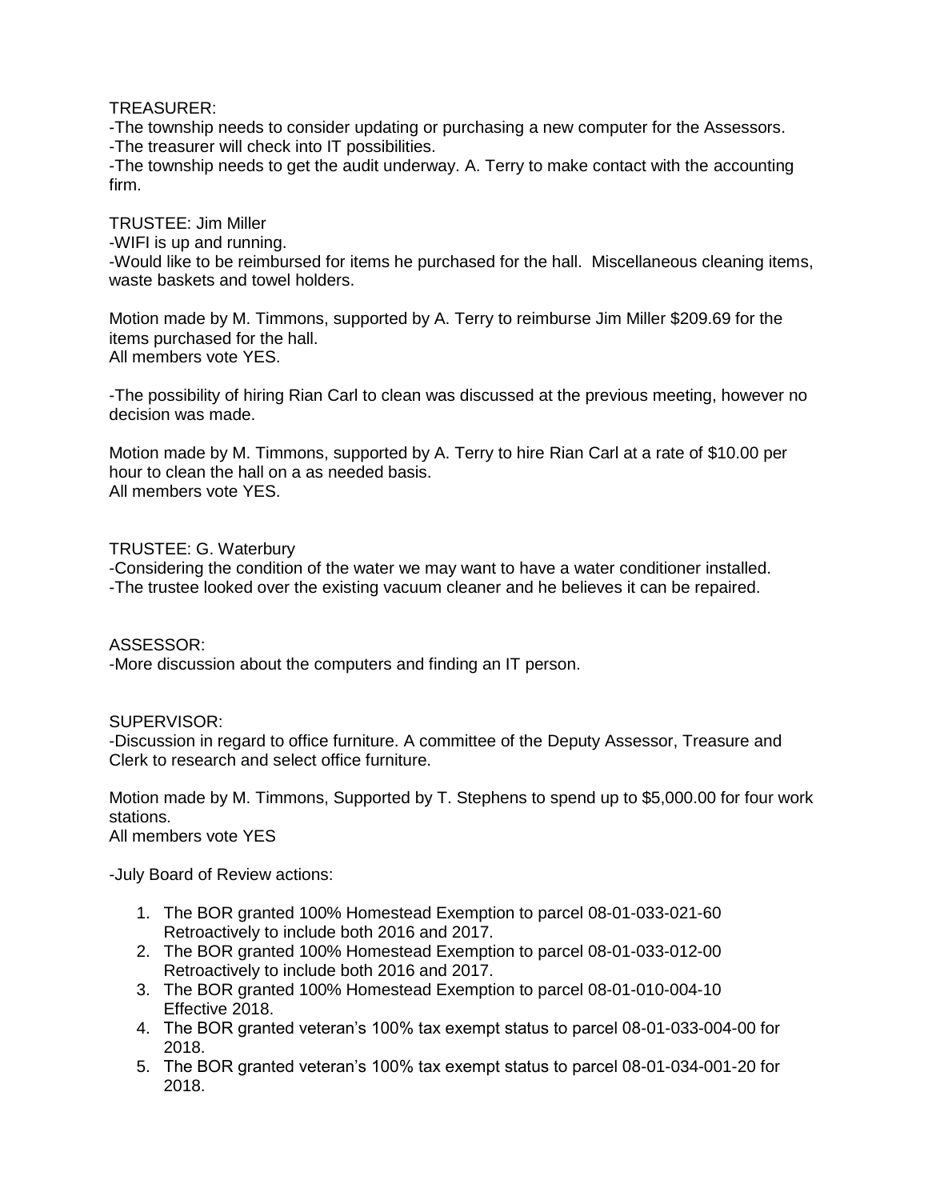TREASURER:

-The township needs to consider updating or purchasing a new computer for the Assessors.
-The treasurer will check into IT possibilities.
-The township needs to get the audit underway. A. Terry to make contact with the accounting firm.

TRUSTEE: Jim Miller

-WIFI is up and running.
-Would like to be reimbursed for items he purchased for the hall. Miscellaneous cleaning items, waste baskets and towel holders.

Motion made by M. Timmons, supported by A. Terry to reimburse Jim Miller $209.69 for the items purchased for the hall.
All members vote YES.

-The possibility of hiring Rian Carl to clean was discussed at the previous meeting, however no decision was made.

Motion made by M. Timmons, supported by A. Terry to hire Rian Carl at a rate of $10.00 per hour to clean the hall on a as needed basis.
All members vote YES.

TRUSTEE: G. Waterbury

-Considering the condition of the water we may want to have a water conditioner installed.
-The trustee looked over the existing vacuum cleaner and he believes it can be repaired.

ASSESSOR:

-More discussion about the computers and finding an IT person.

SUPERVISOR:

-Discussion in regard to office furniture. A committee of the Deputy Assessor, Treasure and Clerk to research and select office furniture.

Motion made by M. Timmons, Supported by T. Stephens to spend up to $5,000.00 for four work stations.
All members vote YES

-July Board of Review actions:

1. The BOR granted 100% Homestead Exemption to parcel 08-01-033-021-60 Retroactively to include both 2016 and 2017.
2. The BOR granted 100% Homestead Exemption to parcel 08-01-033-012-00 Retroactively to include both 2016 and 2017.
3. The BOR granted 100% Homestead Exemption to parcel 08-01-010-004-10 Effective 2018.
4. The BOR granted veteran's 100% tax exempt status to parcel 08-01-033-004-00 for 2018.
5. The BOR granted veteran's 100% tax exempt status to parcel 08-01-034-001-20 for 2018.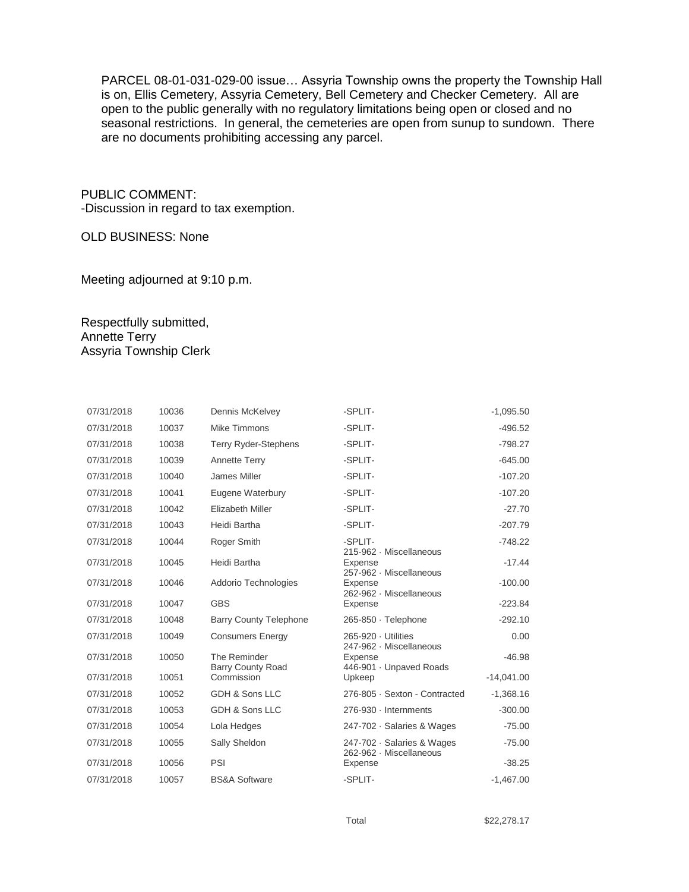PARCEL 08-01-031-029-00 issue… Assyria Township owns the property the Township Hall is on, Ellis Cemetery, Assyria Cemetery, Bell Cemetery and Checker Cemetery. All are open to the public generally with no regulatory limitations being open or closed and no seasonal restrictions. In general, the cemeteries are open from sunup to sundown. There are no documents prohibiting accessing any parcel.

PUBLIC COMMENT:
-Discussion in regard to tax exemption.

OLD BUSINESS: None

Meeting adjourned at 9:10 p.m.

Respectfully submitted,
Annette Terry
Assyria Township Clerk

| | | | | |
|---|---|---|---|---|
| 07/31/2018 | 10036 | Dennis McKelvey | -SPLIT- | -1,095.50 |
| 07/31/2018 | 10037 | Mike Timmons | -SPLIT- | -496.52 |
| 07/31/2018 | 10038 | Terry Ryder-Stephens | -SPLIT- | -798.27 |
| 07/31/2018 | 10039 | Annette Terry | -SPLIT- | -645.00 |
| 07/31/2018 | 10040 | James Miller | -SPLIT- | -107.20 |
| 07/31/2018 | 10041 | Eugene Waterbury | -SPLIT- | -107.20 |
| 07/31/2018 | 10042 | Elizabeth Miller | -SPLIT- | -27.70 |
| 07/31/2018 | 10043 | Heidi Bartha | -SPLIT- | -207.79 |
| 07/31/2018 | 10044 | Roger Smith | -SPLIT- | -748.22 |
| 07/31/2018 | 10045 | Heidi Bartha | 215-962 · Miscellaneous Expense | -17.44 |
| 07/31/2018 | 10046 | Addorio Technologies | 257-962 · Miscellaneous Expense | -100.00 |
| 07/31/2018 | 10047 | GBS | 262-962 · Miscellaneous Expense | -223.84 |
| 07/31/2018 | 10048 | Barry County Telephone | 265-850 · Telephone | -292.10 |
| 07/31/2018 | 10049 | Consumers Energy | 265-920 · Utilities | 0.00 |
| 07/31/2018 | 10050 | The Reminder | 247-962 · Miscellaneous Expense | -46.98 |
| 07/31/2018 | 10051 | Barry County Road Commission | 446-901 · Unpaved Roads Upkeep | -14,041.00 |
| 07/31/2018 | 10052 | GDH & Sons LLC | 276-805 · Sexton - Contracted | -1,368.16 |
| 07/31/2018 | 10053 | GDH & Sons LLC | 276-930 · Internments | -300.00 |
| 07/31/2018 | 10054 | Lola Hedges | 247-702 · Salaries & Wages | -75.00 |
| 07/31/2018 | 10055 | Sally Sheldon | 247-702 · Salaries & Wages | -75.00 |
| 07/31/2018 | 10056 | PSI | 262-962 · Miscellaneous Expense | -38.25 |
| 07/31/2018 | 10057 | BS&A Software | -SPLIT- | -1,467.00 |
| | | | Total | $22,278.17 |